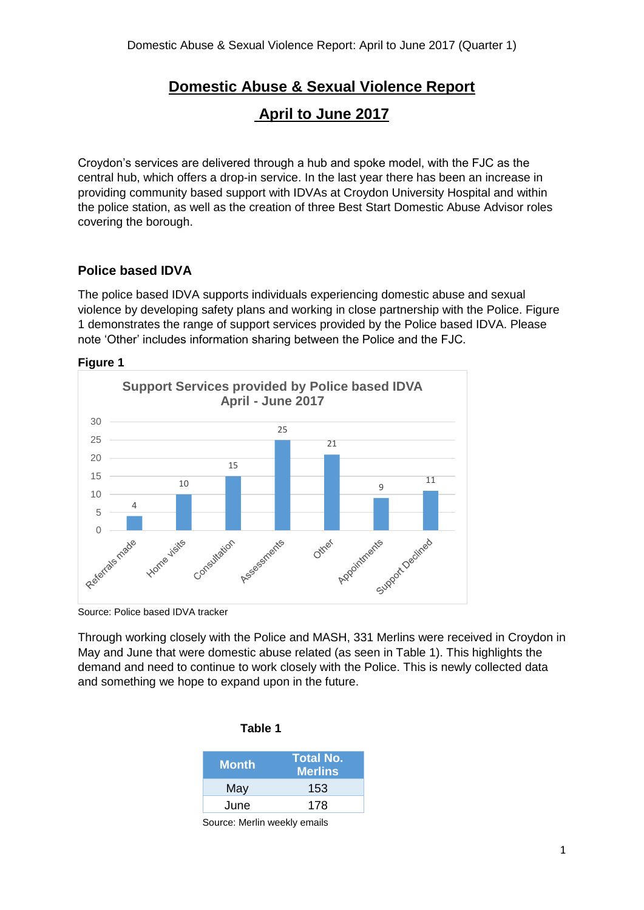# Domestic Abuse & Sexual Violence Report

## April to June 2017

Croydon's services are delivered through a hub and spoke model, with the FJC as the central hub, which offers a drop-in service. In the last year there has been an increase in providing community based support with IDVAs at Croydon University Hospital and within the police station, as well as the creation of three Best Start Domestic Abuse Advisor roles covering the borough.

### Police based IDVA

The police based IDVA supports individuals experiencing domestic abuse and sexual violence by developing safety plans and working in close partnership with the Police. Figure 1 demonstrates the range of support services provided by the Police based IDVA. Please note 'Other' includes information sharing between the Police and the FJC.

**Figure 1**

Support Services provided by Police based IDVA
April - June 2017

30
25
20
15
10
5
0

Referrals made 4
Home visits 10
Consultation 15
Assessments 25
Other 21
Appointments 9
Support Declined 11

Source: Police based IDVA tracker

Through working closely with the Police and MASH, 331 Merlins were received in Croydon in May and June that were domestic abuse related (as seen in Table 1). This highlights the demand and need to continue to work closely with the Police. This is newly collected data and something we hope to expand upon in the future.

**Table 1**

| Month | Total No. Merlins |
|---|---|
| May | 153 |
| June | 178 |

Source: Merlin weekly emails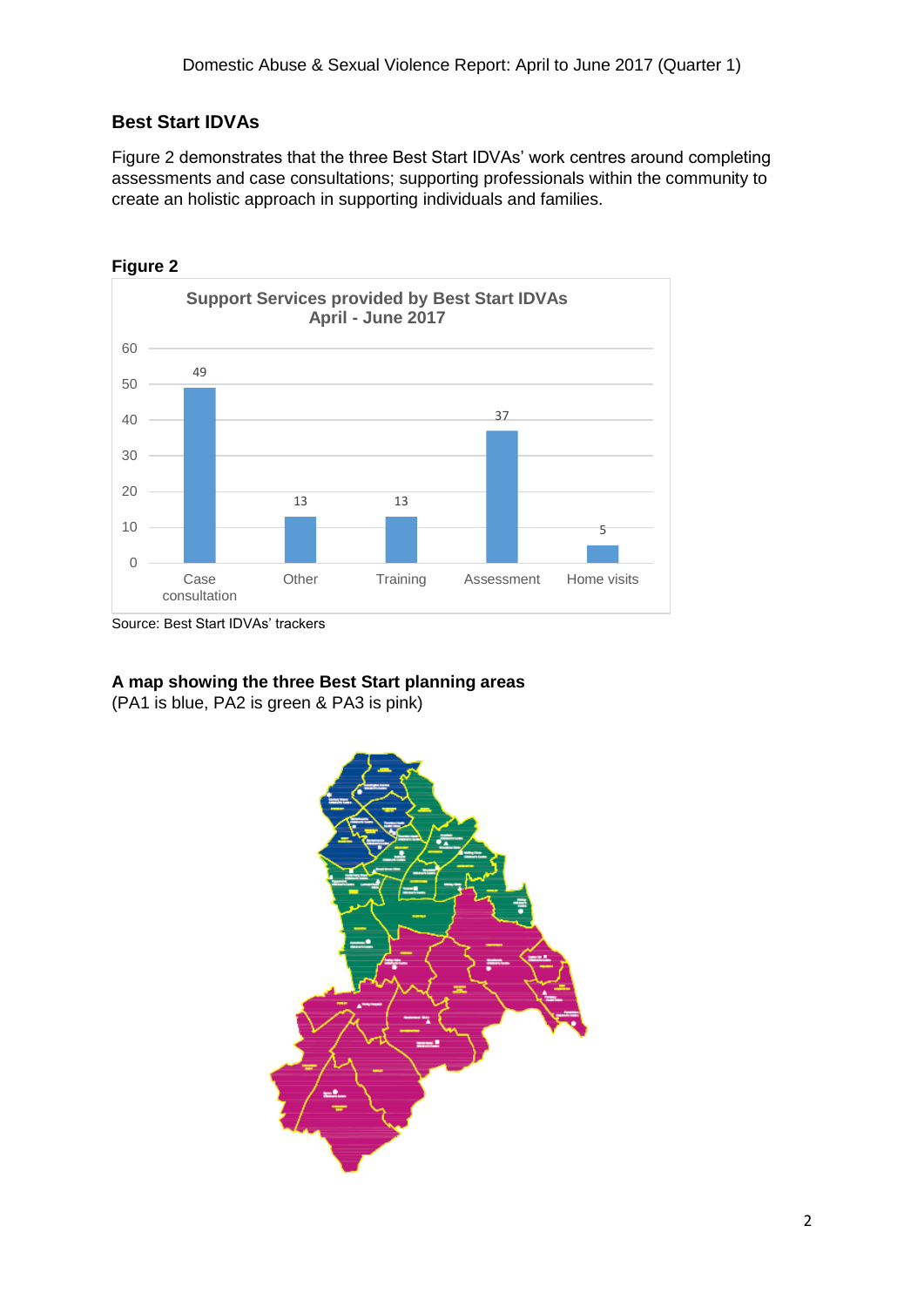## Best Start IDVAs

Figure 2 demonstrates that the three Best Start IDVAs' work centres around completing assessments and case consultations; supporting professionals within the community to create an holistic approach in supporting individuals and families.

**Figure 2**

Support Services provided by Best Start IDVAs
April - June 2017

60
50
40
30
20
10
0

49
13
13
37
5

Case consultation
Other
Training
Assessment
Home visits

Source: Best Start IDVAs' trackers

**A map showing the three Best Start planning areas**
(PA1 is blue, PA2 is green & PA3 is pink)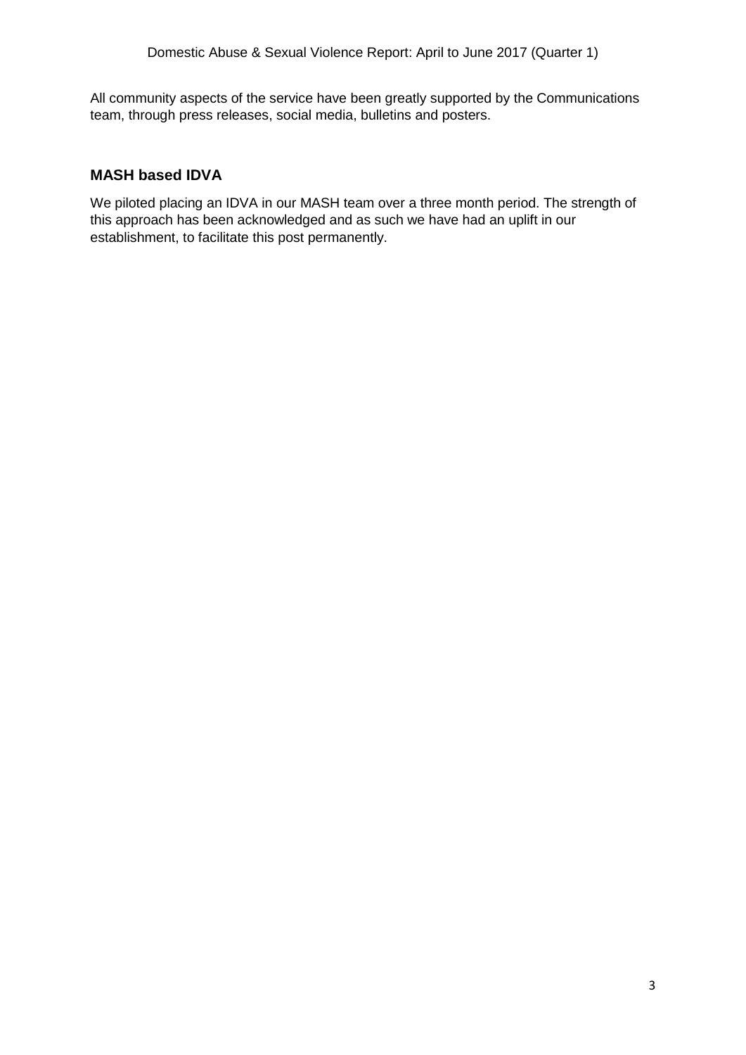All community aspects of the service have been greatly supported by the Communications team, through press releases, social media, bulletins and posters.

## MASH based IDVA

We piloted placing an IDVA in our MASH team over a three month period. The strength of this approach has been acknowledged and as such we have had an uplift in our establishment, to facilitate this post permanently.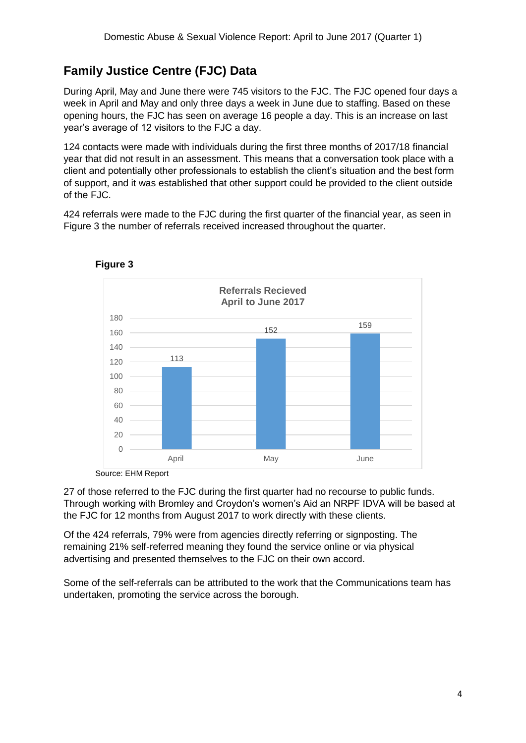## Family Justice Centre (FJC) Data

During April, May and June there were 745 visitors to the FJC. The FJC opened four days a week in April and May and only three days a week in June due to staffing. Based on these opening hours, the FJC has seen on average 16 people a day. This is an increase on last year's average of 12 visitors to the FJC a day.

124 contacts were made with individuals during the first three months of 2017/18 financial year that did not result in an assessment. This means that a conversation took place with a client and potentially other professionals to establish the client's situation and the best form of support, and it was established that other support could be provided to the client outside of the FJC.

424 referrals were made to the FJC during the first quarter of the financial year, as seen in Figure 3 the number of referrals received increased throughout the quarter.

**Figure 3**

Referrals Recieved
April to June 2017

180
160
140
120
100
80
60
40
20
0

113
152
159

April
May
June

Source: EHM Report

27 of those referred to the FJC during the first quarter had no recourse to public funds. Through working with Bromley and Croydon's women's Aid an NRPF IDVA will be based at the FJC for 12 months from August 2017 to work directly with these clients.

Of the 424 referrals, 79% were from agencies directly referring or signposting. The remaining 21% self-referred meaning they found the service online or via physical advertising and presented themselves to the FJC on their own accord.

Some of the self-referrals can be attributed to the work that the Communications team has undertaken, promoting the service across the borough.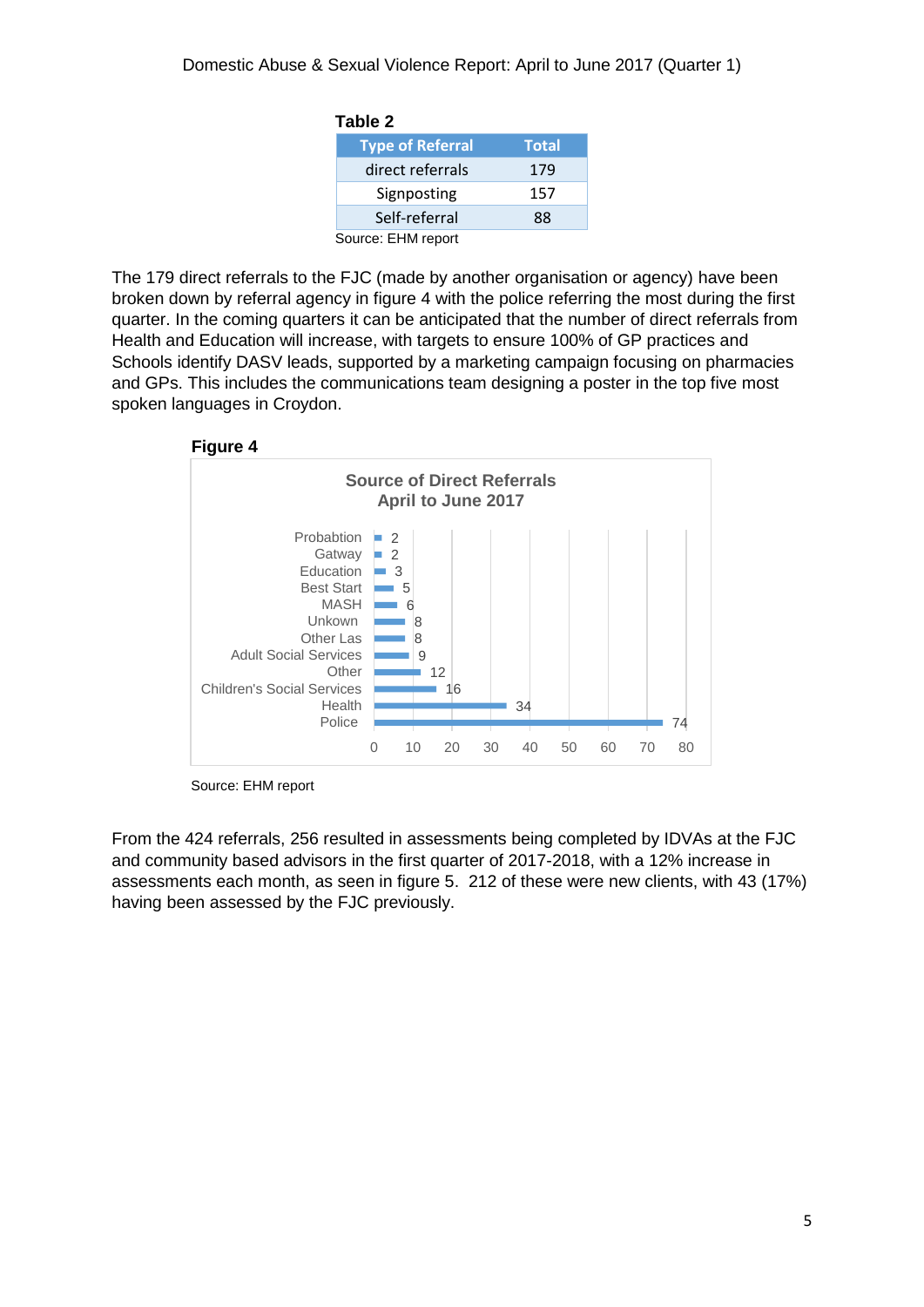**Table 2**

| Type of Referral | Total |
|---|---|
| direct referrals | 179 |
| Signposting | 157 |
| Self-referral | 88 |

Source: EHM report

The 179 direct referrals to the FJC (made by another organisation or agency) have been broken down by referral agency in figure 4 with the police referring the most during the first quarter. In the coming quarters it can be anticipated that the number of direct referrals from Health and Education will increase, with targets to ensure 100% of GP practices and Schools identify DASV leads, supported by a marketing campaign focusing on pharmacies and GPs. This includes the communications team designing a poster in the top five most spoken languages in Croydon.

**Figure 4**

Source of Direct Referrals
April to June 2017

Probabtion 2
Gatway 2
Education 3
Best Start 5
MASH 6
Unkown 8
Other Las 8
Adult Social Services 9
Other 12
Children's Social Services 16
Health 34
Police 74

0 10 20 30 40 50 60 70 80

Source: EHM report

From the 424 referrals, 256 resulted in assessments being completed by IDVAs at the FJC and community based advisors in the first quarter of 2017-2018, with a 12% increase in assessments each month, as seen in figure 5. 212 of these were new clients, with 43 (17%) having been assessed by the FJC previously.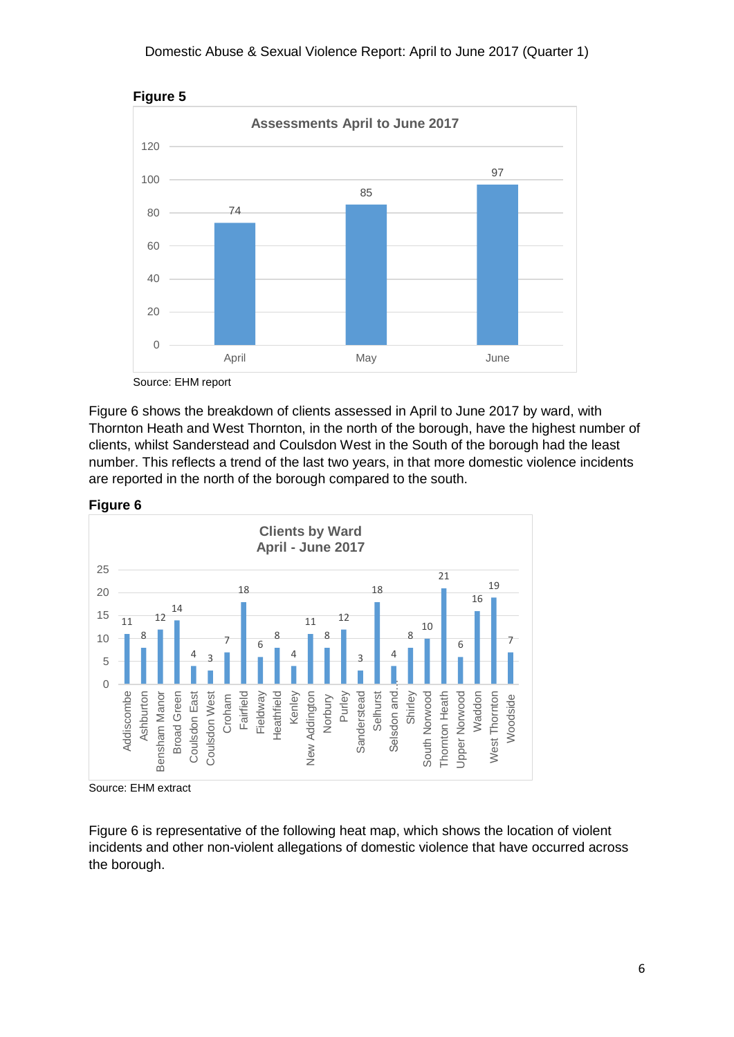**Figure 5**

Assessments April to June 2017

120
100
80
60
40
20
0

74
85
97

April
May
June

Source: EHM report

Figure 6 shows the breakdown of clients assessed in April to June 2017 by ward, with Thornton Heath and West Thornton, in the north of the borough, have the highest number of clients, whilst Sanderstead and Coulsdon West in the South of the borough had the least number. This reflects a trend of the last two years, in that more domestic violence incidents are reported in the north of the borough compared to the south.

**Figure 6**

Clients by Ward
April - June 2017

25
20
15
10
5
0

11
8
12
14
4
3
7
18
6
8
4
11
8
12
3
18
4
8
10
21
6
16
19
7

Addiscombe
Ashburton
Bensham Manor
Broad Green
Coulsdon East
Coulsdon West
Croham
Fairfield
Fieldway
Heathfield
Kenley
New Addington
Norbury
Purley
Sanderstead
Selhurst
Selsdon and...
Shirley
South Norwood
Thornton Heath
Upper Norwood
Waddon
West Thornton
Woodside

Source: EHM extract

Figure 6 is representative of the following heat map, which shows the location of violent incidents and other non-violent allegations of domestic violence that have occurred across the borough.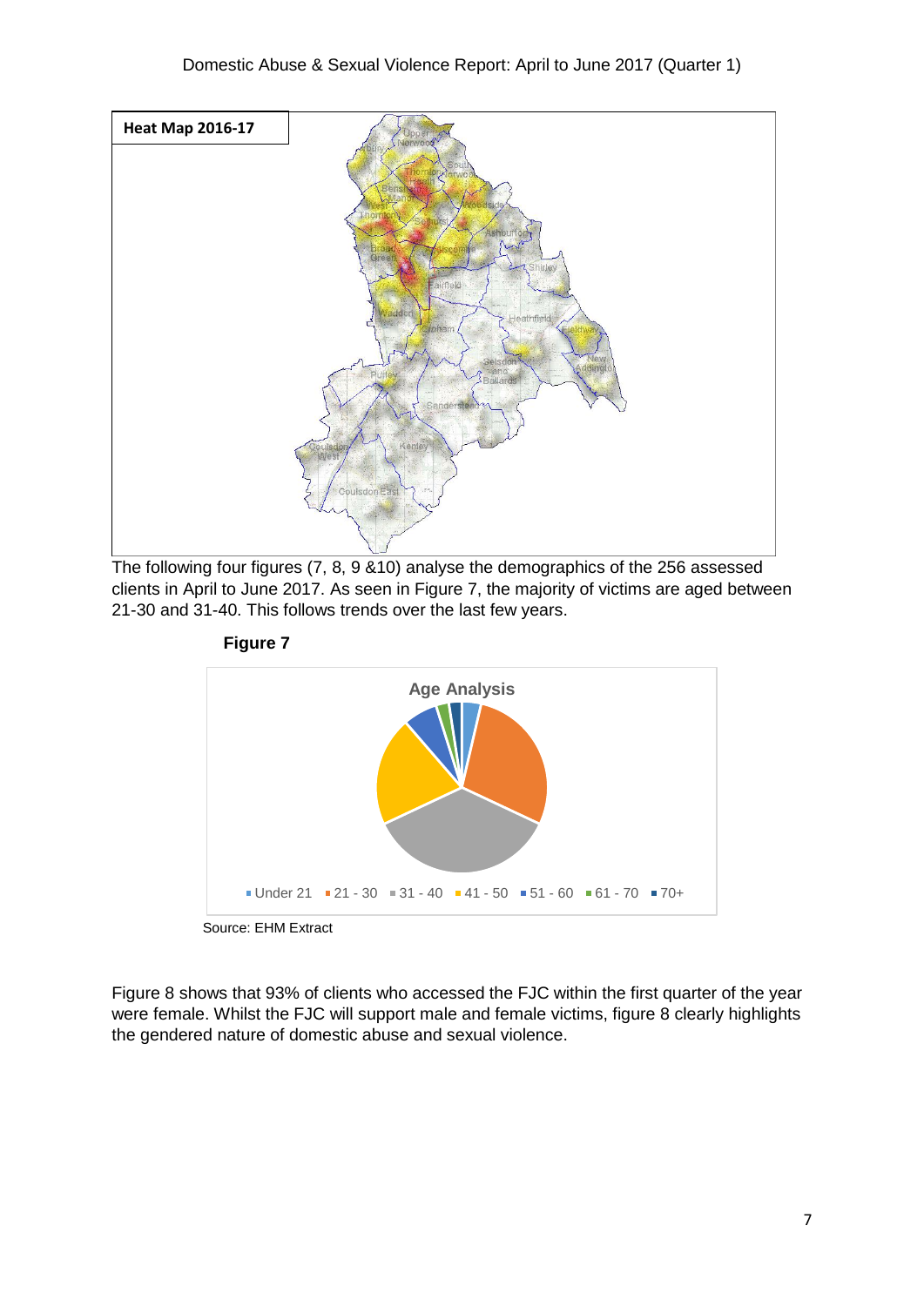**Heat Map 2016-17**

Upper Norwood
Thornton Heath
South Norwood
Bensham Manor
West Thornton
Woodside
Selhurst
Ashburton
Broad Green
Addiscombe
Shirley
Fairfield
Waddon
Heathfield
Croham
Fieldway
New Addington
Selsdon and Ballards
Purley
Sanderstead
Coulsdon West
Kenley
Coulsdon East

The following four figures (7, 8, 9 &10) analyse the demographics of the 256 assessed clients in April to June 2017. As seen in Figure 7, the majority of victims are aged between 21-30 and 31-40. This follows trends over the last few years.

**Figure 7**

Age Analysis

Under 21
21 - 30
31 - 40
41 - 50
51 - 60
61 - 70
70+

Source: EHM Extract

Figure 8 shows that 93% of clients who accessed the FJC within the first quarter of the year were female. Whilst the FJC will support male and female victims, figure 8 clearly highlights the gendered nature of domestic abuse and sexual violence.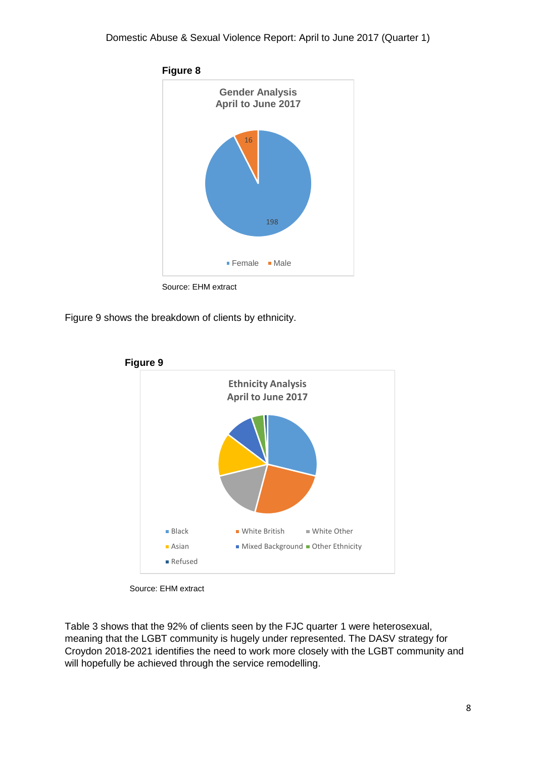**Figure 8**

Gender Analysis
April to June 2017

16

198

Female Male

Source: EHM extract

Figure 9 shows the breakdown of clients by ethnicity.

**Figure 9**

Ethnicity Analysis
April to June 2017

Black White British White Other
Asian Mixed Background Other Ethnicity
Refused

Source: EHM extract

Table 3 shows that the 92% of clients seen by the FJC quarter 1 were heterosexual, meaning that the LGBT community is hugely under represented. The DASV strategy for Croydon 2018-2021 identifies the need to work more closely with the LGBT community and will hopefully be achieved through the service remodelling.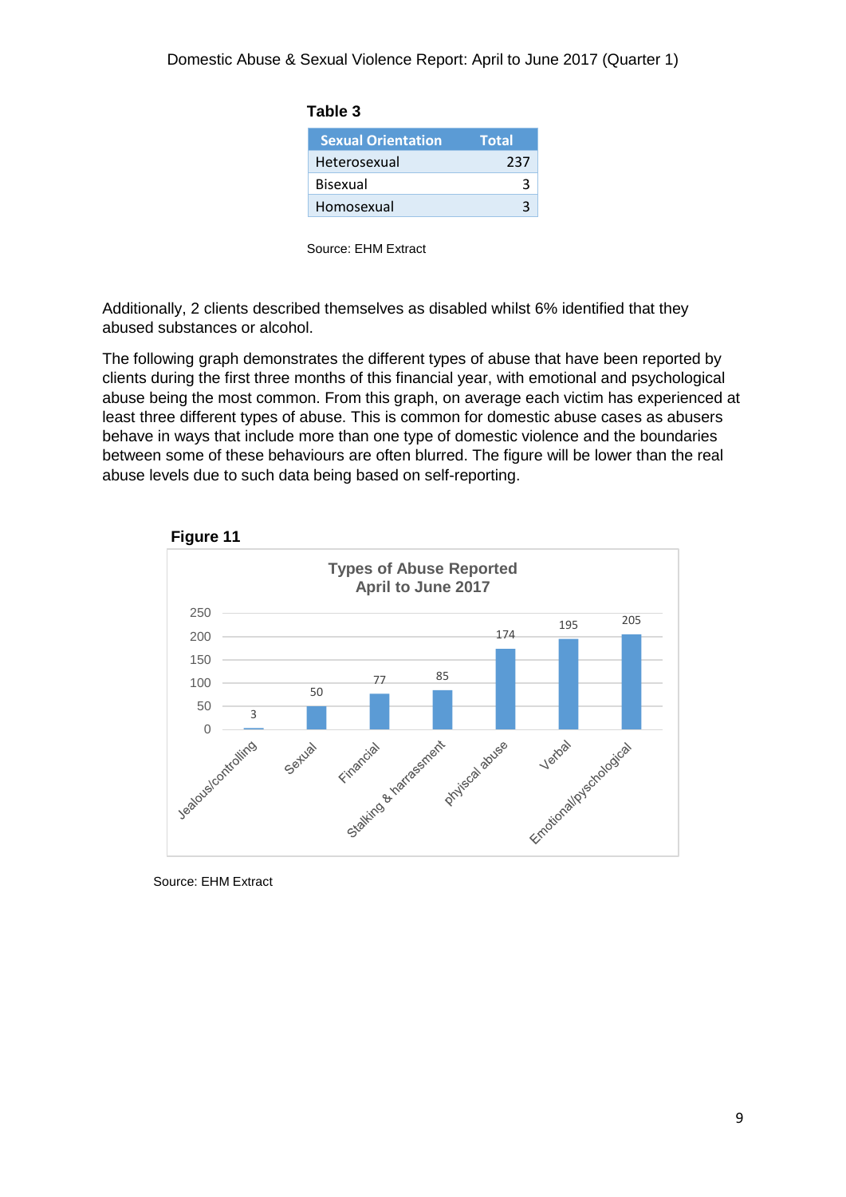**Table 3**

| Sexual Orientation | Total |
|---|---|
| Heterosexual | 237 |
| Bisexual | 3 |
| Homosexual | 3 |

Source: EHM Extract

Additionally, 2 clients described themselves as disabled whilst 6% identified that they abused substances or alcohol.

The following graph demonstrates the different types of abuse that have been reported by clients during the first three months of this financial year, with emotional and psychological abuse being the most common. From this graph, on average each victim has experienced at least three different types of abuse. This is common for domestic abuse cases as abusers behave in ways that include more than one type of domestic violence and the boundaries between some of these behaviours are often blurred. The figure will be lower than the real abuse levels due to such data being based on self-reporting.

**Figure 11**

Types of Abuse Reported
April to June 2017

| Type of abuse | Number |
|---|---|
| Jealous/controlling | 3 |
| Sexual | 50 |
| Financial | 77 |
| Stalking & harrassment | 85 |
| physical abuse | 174 |
| Verbal | 195 |
| Emotional/pyschological | 205 |

Source: EHM Extract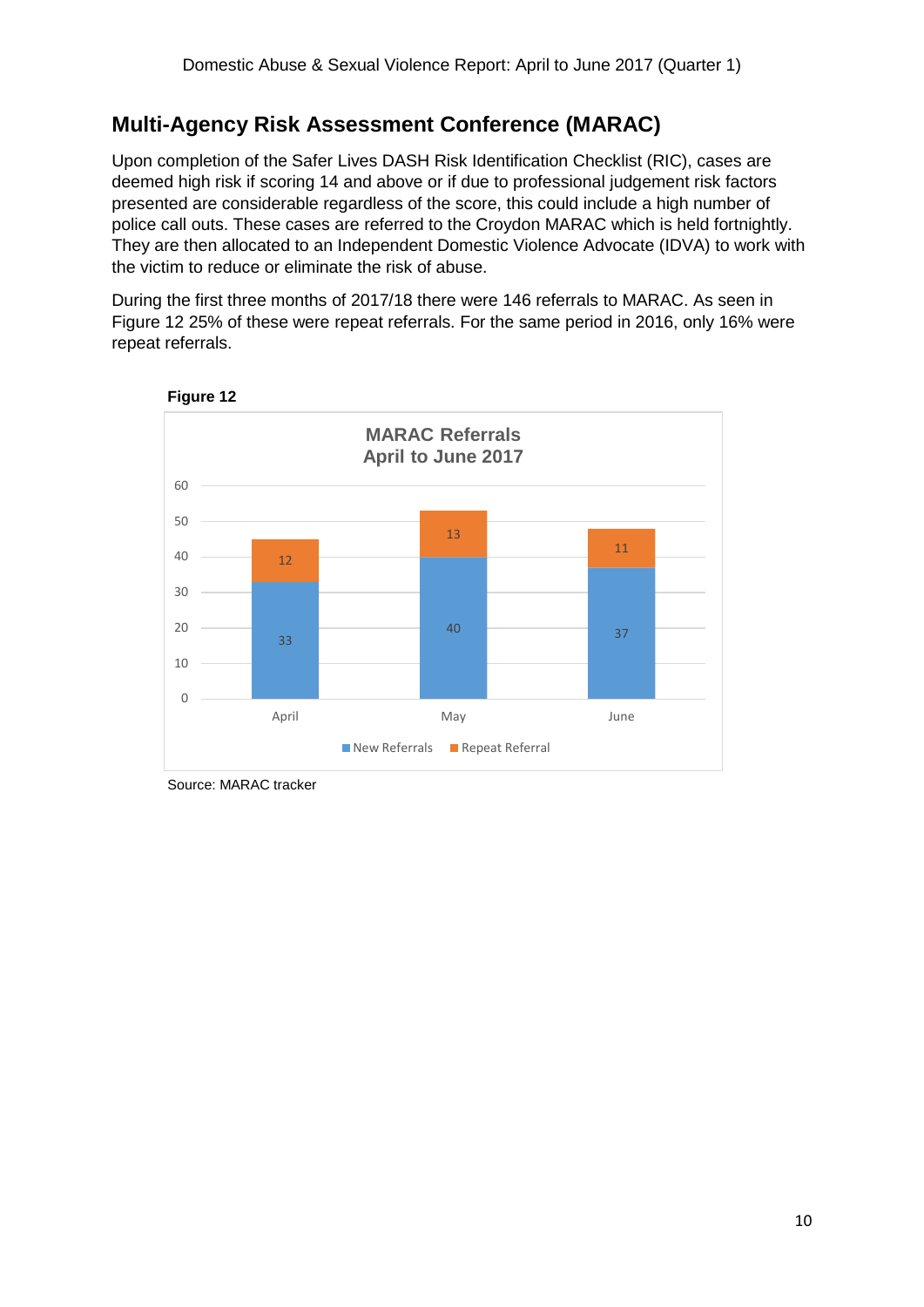## Multi-Agency Risk Assessment Conference (MARAC)

Upon completion of the Safer Lives DASH Risk Identification Checklist (RIC), cases are deemed high risk if scoring 14 and above or if due to professional judgement risk factors presented are considerable regardless of the score, this could include a high number of police call outs. These cases are referred to the Croydon MARAC which is held fortnightly. They are then allocated to an Independent Domestic Violence Advocate (IDVA) to work with the victim to reduce or eliminate the risk of abuse.

During the first three months of 2017/18 there were 146 referrals to MARAC. As seen in Figure 12 25% of these were repeat referrals. For the same period in 2016, only 16% were repeat referrals.

**Figure 12**

MARAC Referrals
April to June 2017

60
50
40
30
20
10
0

April: 33, 12
May: 40, 13
June: 37, 11

New Referrals
Repeat Referral

Source: MARAC tracker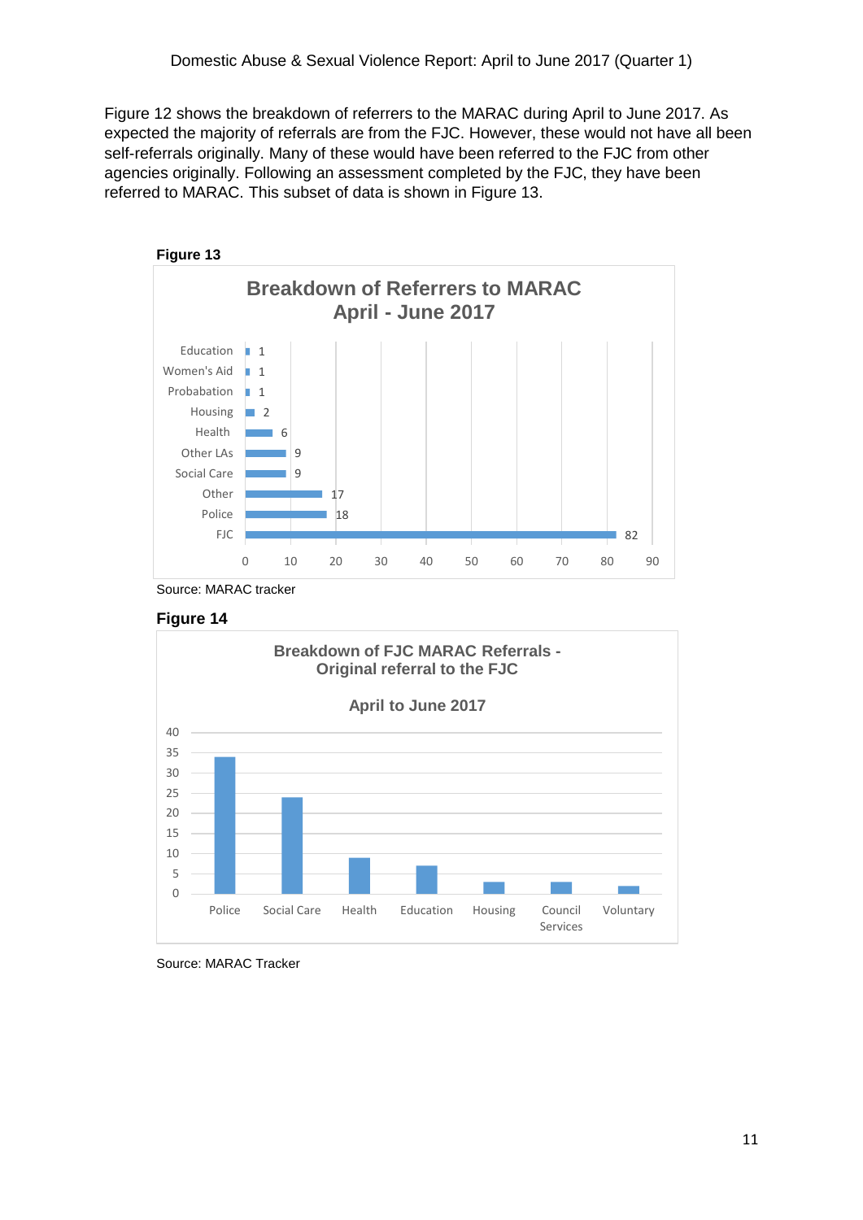Figure 12 shows the breakdown of referrers to the MARAC during April to June 2017. As expected the majority of referrals are from the FJC. However, these would not have all been self-referrals originally. Many of these would have been referred to the FJC from other agencies originally. Following an assessment completed by the FJC, they have been referred to MARAC. This subset of data is shown in Figure 13.

**Figure 13**

Breakdown of Referrers to MARAC
April - June 2017

Education 1
Women's Aid 1
Probabation 1
Housing 2
Health 6
Other LAs 9
Social Care 9
Other 17
Police 18
FJC 82

0 10 20 30 40 50 60 70 80 90

Source: MARAC tracker

**Figure 14**

Breakdown of FJC MARAC Referrals - Original referral to the FJC

April to June 2017

40
35
30
25
20
15
10
5
0

Police, Social Care, Health, Education, Housing, Council Services, Voluntary

Source: MARAC Tracker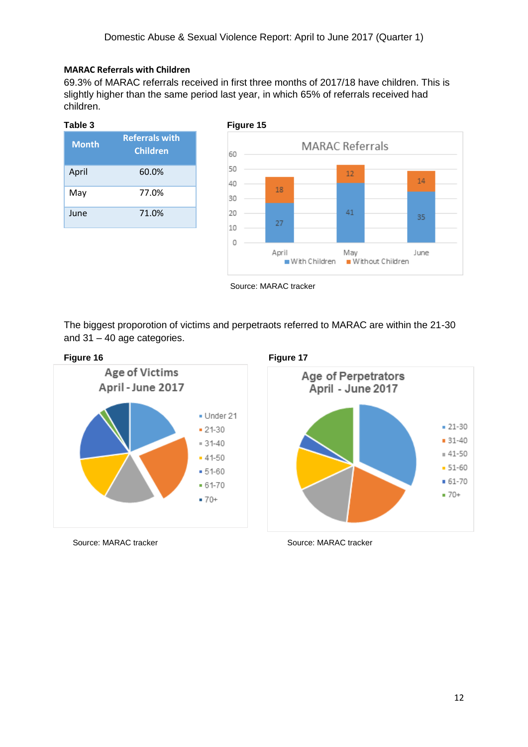**MARAC Referrals with Children**

69.3% of MARAC referrals received in first three months of 2017/18 have children. This is slightly higher than the same period last year, in which 65% of referrals received had children.

**Table 3**

| Month | Referrals with Children |
|---|---|
| April | 60.0% |
| May | 77.0% |
| June | 71.0% |

**Figure 15**

MARAC Referrals

60
50
40
30
20
10
0

April: 27, 18
May: 41, 12
June: 35, 14

With Children
Without Children

Source: MARAC tracker

The biggest proporotion of victims and perpetraots referred to MARAC are within the 21-30 and 31 – 40 age categories.

**Figure 16**

Age of Victims
April - June 2017

Under 21
21-30
31-40
41-50
51-60
61-70
70+

Source: MARAC tracker

**Figure 17**

Age of Perpetrators
April - June 2017

21-30
31-40
41-50
51-60
61-70
70+

Source: MARAC tracker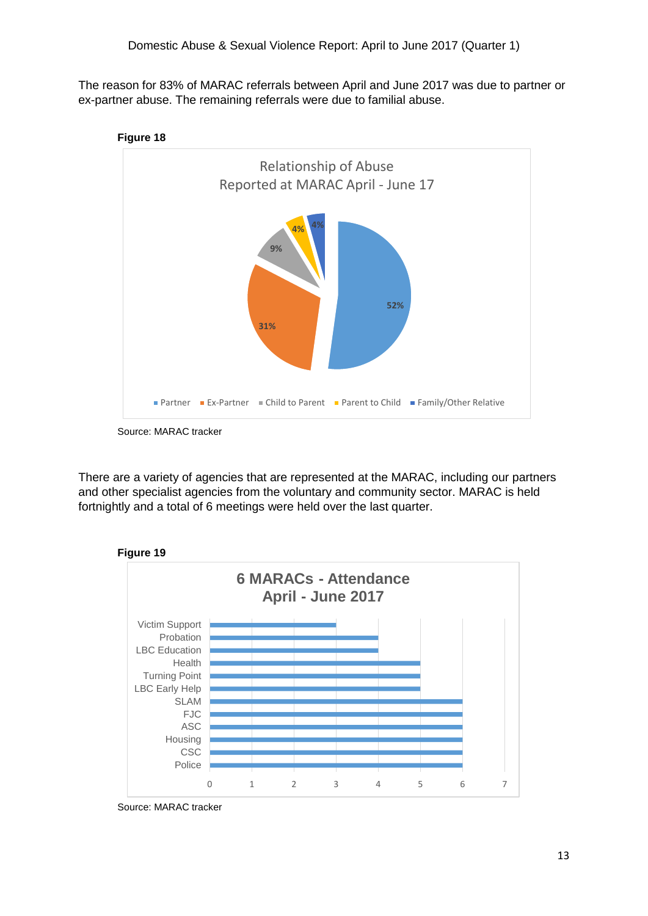The reason for 83% of MARAC referrals between April and June 2017 was due to partner or ex-partner abuse. The remaining referrals were due to familial abuse.

**Figure 18**

Relationship of Abuse
Reported at MARAC April - June 17

52%
31%
9%
4%
4%

Partner
Ex-Partner
Child to Parent
Parent to Child
Family/Other Relative

Source: MARAC tracker

There are a variety of agencies that are represented at the MARAC, including our partners and other specialist agencies from the voluntary and community sector. MARAC is held fortnightly and a total of 6 meetings were held over the last quarter.

**Figure 19**

6 MARACs - Attendance
April - June 2017

Victim Support
Probation
LBC Education
Health
Turning Point
LBC Early Help
SLAM
FJC
ASC
Housing
CSC
Police

0 1 2 3 4 5 6 7

Source: MARAC tracker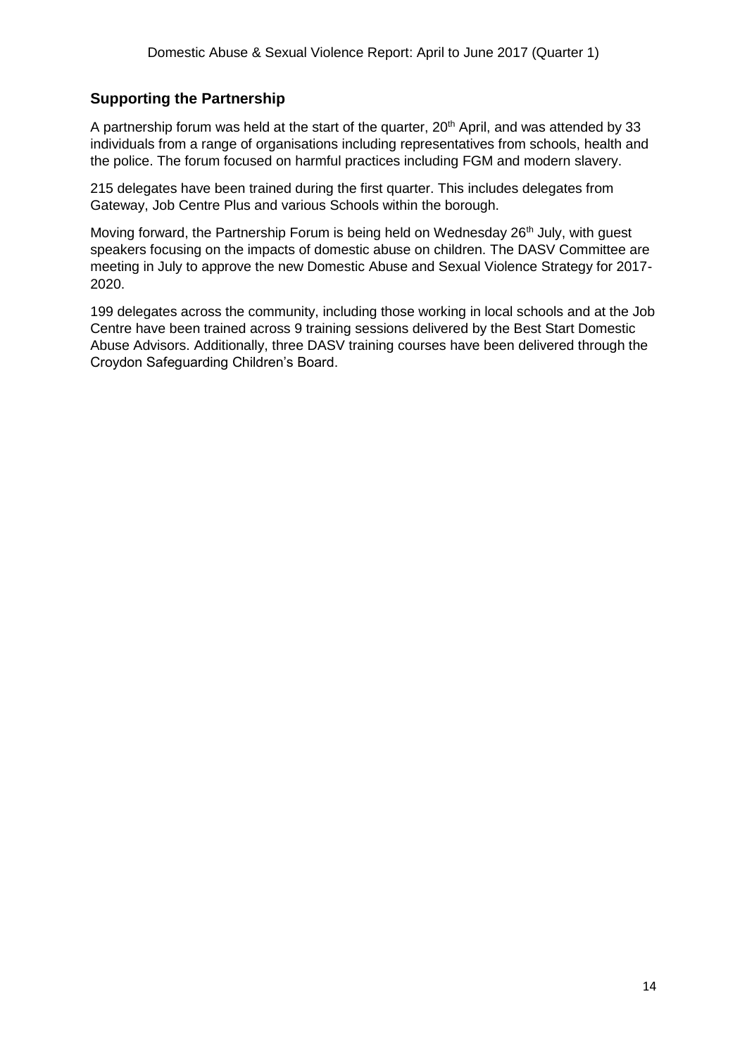## Supporting the Partnership

A partnership forum was held at the start of the quarter, 20th April, and was attended by 33 individuals from a range of organisations including representatives from schools, health and the police. The forum focused on harmful practices including FGM and modern slavery.

215 delegates have been trained during the first quarter. This includes delegates from Gateway, Job Centre Plus and various Schools within the borough.

Moving forward, the Partnership Forum is being held on Wednesday 26th July, with guest speakers focusing on the impacts of domestic abuse on children. The DASV Committee are meeting in July to approve the new Domestic Abuse and Sexual Violence Strategy for 2017-2020.

199 delegates across the community, including those working in local schools and at the Job Centre have been trained across 9 training sessions delivered by the Best Start Domestic Abuse Advisors. Additionally, three DASV training courses have been delivered through the Croydon Safeguarding Children's Board.